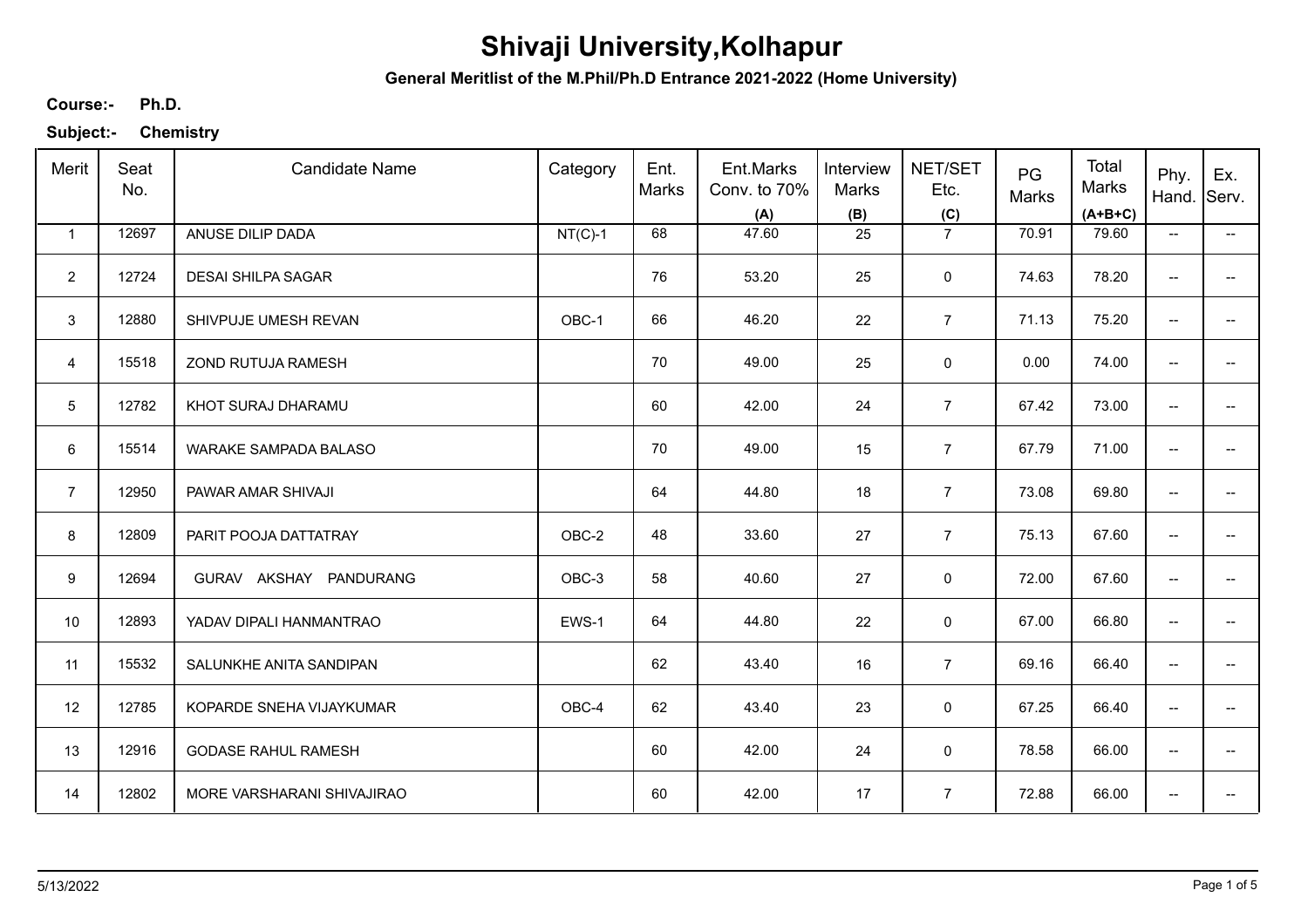# Shivaji University,Kolhapur

**General Meritlist of the M.Phil/Ph.D Entrance 2021-2022 (Home University)**

**Course:-** **Ph.D.**

**Subject:-** **Chemistry**

| Merit | Seat No. | Candidate Name | Category | Ent. Marks | Ent.Marks Conv. to 70% (A) | Interview Marks (B) | NET/SET Etc. (C) | PG Marks | Total Marks (A+B+C) | Phy. Hand. | Ex. Serv. |
|---|---|---|---|---|---|---|---|---|---|---|---|
| 1 | 12697 | ANUSE DILIP DADA | NT(C)-1 | 68 | 47.60 | 25 | 7 | 70.91 | 79.60 | -- | -- |
| 2 | 12724 | DESAI SHILPA SAGAR | | 76 | 53.20 | 25 | 0 | 74.63 | 78.20 | -- | -- |
| 3 | 12880 | SHIVPUJE UMESH REVAN | OBC-1 | 66 | 46.20 | 22 | 7 | 71.13 | 75.20 | -- | -- |
| 4 | 15518 | ZOND RUTUJA RAMESH | | 70 | 49.00 | 25 | 0 | 0.00 | 74.00 | -- | -- |
| 5 | 12782 | KHOT SURAJ DHARAMU | | 60 | 42.00 | 24 | 7 | 67.42 | 73.00 | -- | -- |
| 6 | 15514 | WARAKE SAMPADA BALASO | | 70 | 49.00 | 15 | 7 | 67.79 | 71.00 | -- | -- |
| 7 | 12950 | PAWAR AMAR SHIVAJI | | 64 | 44.80 | 18 | 7 | 73.08 | 69.80 | -- | -- |
| 8 | 12809 | PARIT POOJA DATTATRAY | OBC-2 | 48 | 33.60 | 27 | 7 | 75.13 | 67.60 | -- | -- |
| 9 | 12694 | GURAV AKSHAY PANDURANG | OBC-3 | 58 | 40.60 | 27 | 0 | 72.00 | 67.60 | -- | -- |
| 10 | 12893 | YADAV DIPALI HANMANTRAO | EWS-1 | 64 | 44.80 | 22 | 0 | 67.00 | 66.80 | -- | -- |
| 11 | 15532 | SALUNKHE ANITA SANDIPAN | | 62 | 43.40 | 16 | 7 | 69.16 | 66.40 | -- | -- |
| 12 | 12785 | KOPARDE SNEHA VIJAYKUMAR | OBC-4 | 62 | 43.40 | 23 | 0 | 67.25 | 66.40 | -- | -- |
| 13 | 12916 | GODASE RAHUL RAMESH | | 60 | 42.00 | 24 | 0 | 78.58 | 66.00 | -- | -- |
| 14 | 12802 | MORE VARSHARANI SHIVAJIRAO | | 60 | 42.00 | 17 | 7 | 72.88 | 66.00 | -- | -- |

5/13/2022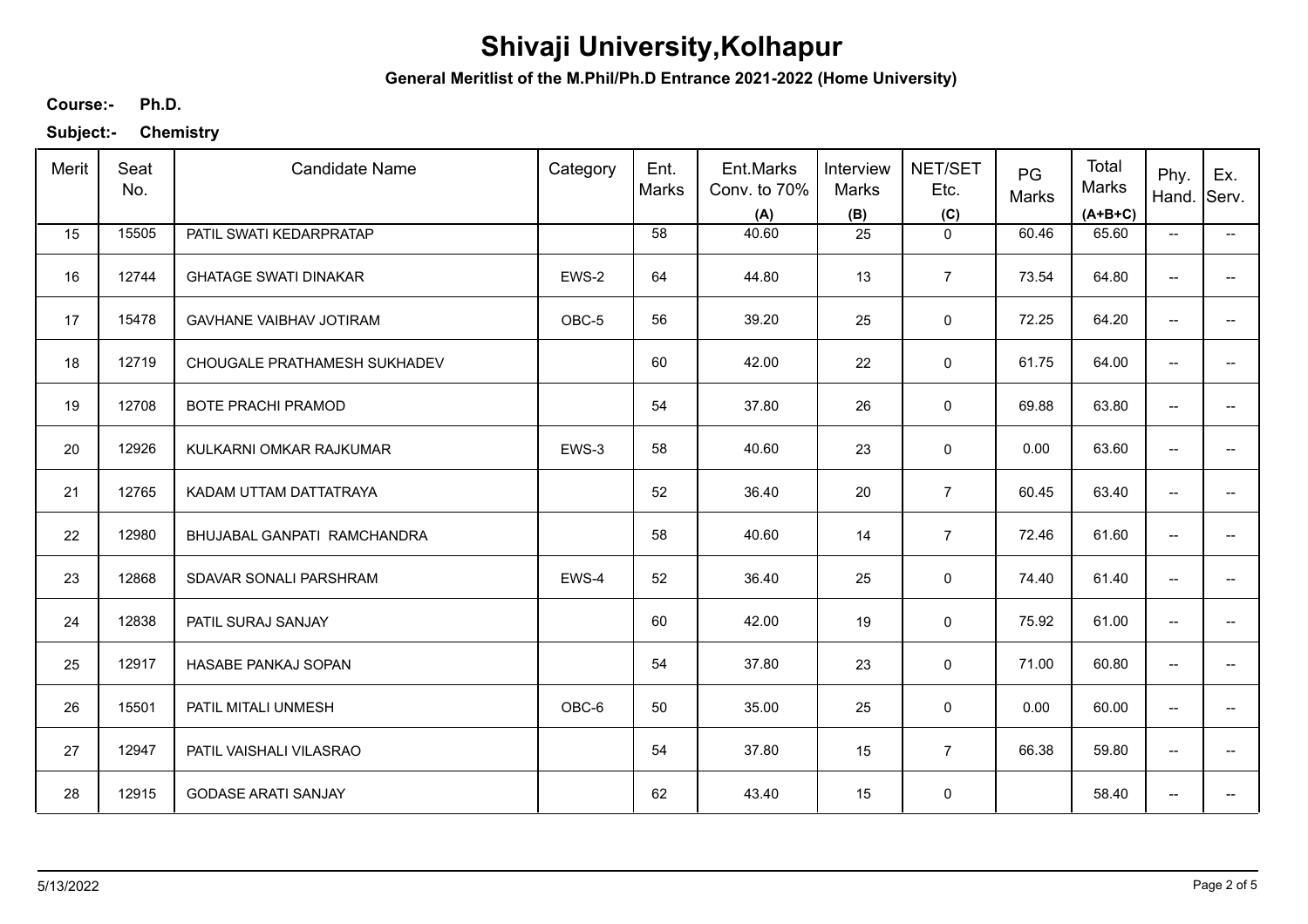# Shivaji University,Kolhapur

**General Meritlist of the M.Phil/Ph.D Entrance 2021-2022 (Home University)**

**Course:-** **Ph.D.**

**Subject:-** **Chemistry**

| Merit | Seat No. | Candidate Name | Category | Ent. Marks | Ent.Marks Conv. to 70% (A) | Interview Marks (B) | NET/SET Etc. (C) | PG Marks | Total Marks (A+B+C) | Phy. Hand. | Ex. Serv. |
|---|---|---|---|---|---|---|---|---|---|---|---|
| 15 | 15505 | PATIL SWATI KEDARPRATAP | | 58 | 40.60 | 25 | 0 | 60.46 | 65.60 | -- | -- |
| 16 | 12744 | GHATAGE SWATI DINAKAR | EWS-2 | 64 | 44.80 | 13 | 7 | 73.54 | 64.80 | -- | -- |
| 17 | 15478 | GAVHANE VAIBHAV JOTIRAM | OBC-5 | 56 | 39.20 | 25 | 0 | 72.25 | 64.20 | -- | -- |
| 18 | 12719 | CHOUGALE PRATHAMESH SUKHADEV | | 60 | 42.00 | 22 | 0 | 61.75 | 64.00 | -- | -- |
| 19 | 12708 | BOTE PRACHI PRAMOD | | 54 | 37.80 | 26 | 0 | 69.88 | 63.80 | -- | -- |
| 20 | 12926 | KULKARNI OMKAR RAJKUMAR | EWS-3 | 58 | 40.60 | 23 | 0 | 0.00 | 63.60 | -- | -- |
| 21 | 12765 | KADAM UTTAM DATTATRAYA | | 52 | 36.40 | 20 | 7 | 60.45 | 63.40 | -- | -- |
| 22 | 12980 | BHUJABAL GANPATI RAMCHANDRA | | 58 | 40.60 | 14 | 7 | 72.46 | 61.60 | -- | -- |
| 23 | 12868 | SDAVAR SONALI PARSHRAM | EWS-4 | 52 | 36.40 | 25 | 0 | 74.40 | 61.40 | -- | -- |
| 24 | 12838 | PATIL SURAJ SANJAY | | 60 | 42.00 | 19 | 0 | 75.92 | 61.00 | -- | -- |
| 25 | 12917 | HASABE PANKAJ SOPAN | | 54 | 37.80 | 23 | 0 | 71.00 | 60.80 | -- | -- |
| 26 | 15501 | PATIL MITALI UNMESH | OBC-6 | 50 | 35.00 | 25 | 0 | 0.00 | 60.00 | -- | -- |
| 27 | 12947 | PATIL VAISHALI VILASRAO | | 54 | 37.80 | 15 | 7 | 66.38 | 59.80 | -- | -- |
| 28 | 12915 | GODASE ARATI SANJAY | | 62 | 43.40 | 15 | 0 | | 58.40 | -- | -- |

5/13/2022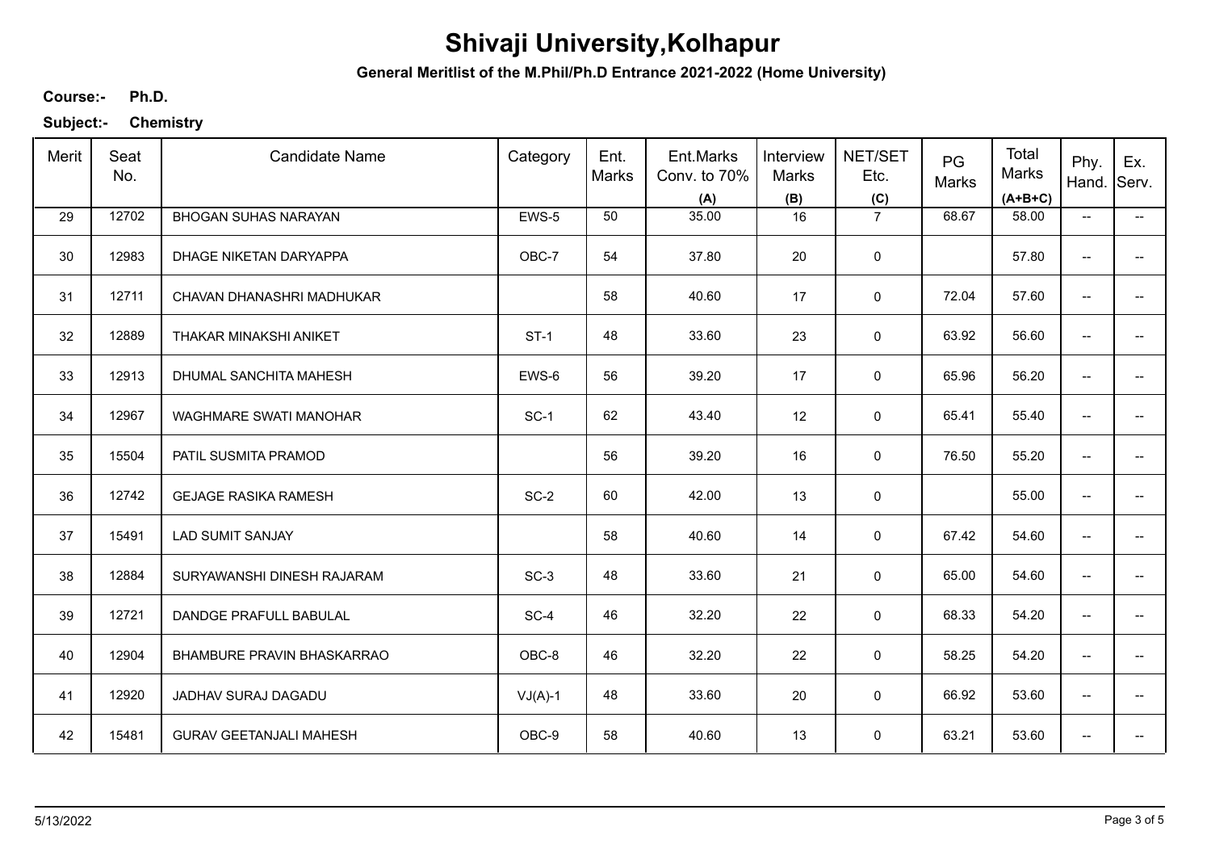# Shivaji University,Kolhapur

**General Meritlist of the M.Phil/Ph.D Entrance 2021-2022 (Home University)**

**Course:-** **Ph.D.**

**Subject:-** **Chemistry**

| Merit | Seat No. | Candidate Name | Category | Ent. Marks | Ent.Marks Conv. to 70% **(A)** | Interview Marks **(B)** | NET/SET Etc. **(C)** | PG Marks | Total Marks **(A+B+C)** | Phy. Hand. | Ex. Serv. |
|---|---|---|---|---|---|---|---|---|---|---|---|
| 29 | 12702 | BHOGAN SUHAS NARAYAN | EWS-5 | 50 | 35.00 | 16 | 7 | 68.67 | 58.00 | -- | -- |
| 30 | 12983 | DHAGE NIKETAN DARYAPPA | OBC-7 | 54 | 37.80 | 20 | 0 | | 57.80 | -- | -- |
| 31 | 12711 | CHAVAN DHANASHRI MADHUKAR | | 58 | 40.60 | 17 | 0 | 72.04 | 57.60 | -- | -- |
| 32 | 12889 | THAKAR MINAKSHI ANIKET | ST-1 | 48 | 33.60 | 23 | 0 | 63.92 | 56.60 | -- | -- |
| 33 | 12913 | DHUMAL SANCHITA MAHESH | EWS-6 | 56 | 39.20 | 17 | 0 | 65.96 | 56.20 | -- | -- |
| 34 | 12967 | WAGHMARE SWATI MANOHAR | SC-1 | 62 | 43.40 | 12 | 0 | 65.41 | 55.40 | -- | -- |
| 35 | 15504 | PATIL SUSMITA PRAMOD | | 56 | 39.20 | 16 | 0 | 76.50 | 55.20 | -- | -- |
| 36 | 12742 | GEJAGE RASIKA RAMESH | SC-2 | 60 | 42.00 | 13 | 0 | | 55.00 | -- | -- |
| 37 | 15491 | LAD SUMIT SANJAY | | 58 | 40.60 | 14 | 0 | 67.42 | 54.60 | -- | -- |
| 38 | 12884 | SURYAWANSHI DINESH RAJARAM | SC-3 | 48 | 33.60 | 21 | 0 | 65.00 | 54.60 | -- | -- |
| 39 | 12721 | DANDGE PRAFULL BABULAL | SC-4 | 46 | 32.20 | 22 | 0 | 68.33 | 54.20 | -- | -- |
| 40 | 12904 | BHAMBURE PRAVIN BHASKARRAO | OBC-8 | 46 | 32.20 | 22 | 0 | 58.25 | 54.20 | -- | -- |
| 41 | 12920 | JADHAV SURAJ DAGADU | VJ(A)-1 | 48 | 33.60 | 20 | 0 | 66.92 | 53.60 | -- | -- |
| 42 | 15481 | GURAV GEETANJALI MAHESH | OBC-9 | 58 | 40.60 | 13 | 0 | 63.21 | 53.60 | -- | -- |

5/13/2022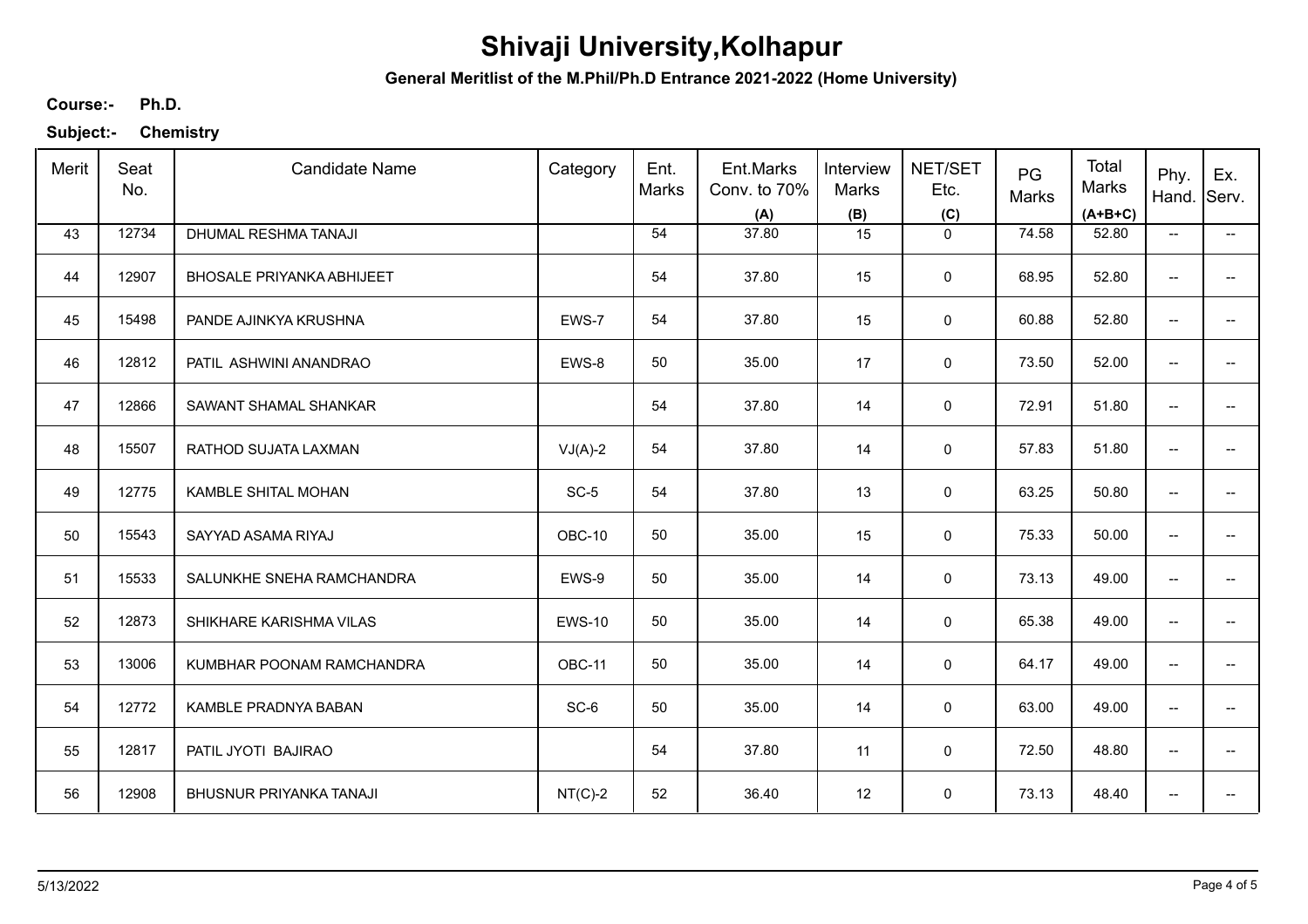# Shivaji University,Kolhapur

**General Meritlist of the M.Phil/Ph.D Entrance 2021-2022 (Home University)**

**Course:-** **Ph.D.**

**Subject:-** **Chemistry**

| Merit | Seat No. | Candidate Name | Category | Ent. Marks | Ent.Marks Conv. to 70% (A) | Interview Marks (B) | NET/SET Etc. (C) | PG Marks | Total Marks (A+B+C) | Phy. Hand. | Ex. Serv. |
|---|---|---|---|---|---|---|---|---|---|---|---|
| 43 | 12734 | DHUMAL RESHMA TANAJI | | 54 | 37.80 | 15 | 0 | 74.58 | 52.80 | -- | -- |
| 44 | 12907 | BHOSALE PRIYANKA ABHIJEET | | 54 | 37.80 | 15 | 0 | 68.95 | 52.80 | -- | -- |
| 45 | 15498 | PANDE AJINKYA KRUSHNA | EWS-7 | 54 | 37.80 | 15 | 0 | 60.88 | 52.80 | -- | -- |
| 46 | 12812 | PATIL ASHWINI ANANDRAO | EWS-8 | 50 | 35.00 | 17 | 0 | 73.50 | 52.00 | -- | -- |
| 47 | 12866 | SAWANT SHAMAL SHANKAR | | 54 | 37.80 | 14 | 0 | 72.91 | 51.80 | -- | -- |
| 48 | 15507 | RATHOD SUJATA LAXMAN | VJ(A)-2 | 54 | 37.80 | 14 | 0 | 57.83 | 51.80 | -- | -- |
| 49 | 12775 | KAMBLE SHITAL MOHAN | SC-5 | 54 | 37.80 | 13 | 0 | 63.25 | 50.80 | -- | -- |
| 50 | 15543 | SAYYAD ASAMA RIYAJ | OBC-10 | 50 | 35.00 | 15 | 0 | 75.33 | 50.00 | -- | -- |
| 51 | 15533 | SALUNKHE SNEHA RAMCHANDRA | EWS-9 | 50 | 35.00 | 14 | 0 | 73.13 | 49.00 | -- | -- |
| 52 | 12873 | SHIKHARE KARISHMA VILAS | EWS-10 | 50 | 35.00 | 14 | 0 | 65.38 | 49.00 | -- | -- |
| 53 | 13006 | KUMBHAR POONAM RAMCHANDRA | OBC-11 | 50 | 35.00 | 14 | 0 | 64.17 | 49.00 | -- | -- |
| 54 | 12772 | KAMBLE PRADNYA BABAN | SC-6 | 50 | 35.00 | 14 | 0 | 63.00 | 49.00 | -- | -- |
| 55 | 12817 | PATIL JYOTI BAJIRAO | | 54 | 37.80 | 11 | 0 | 72.50 | 48.80 | -- | -- |
| 56 | 12908 | BHUSNUR PRIYANKA TANAJI | NT(C)-2 | 52 | 36.40 | 12 | 0 | 73.13 | 48.40 | -- | -- |

5/13/2022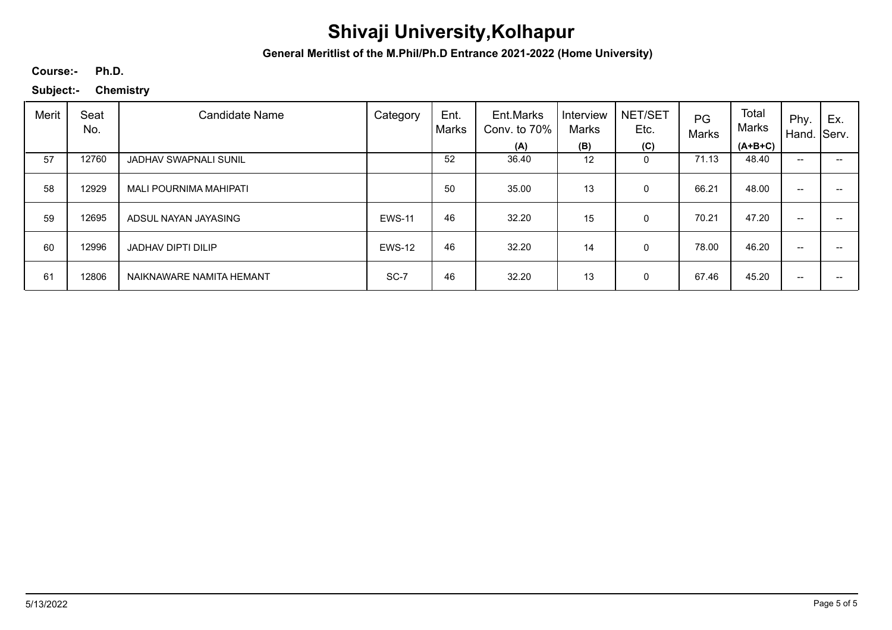# Shivaji University,Kolhapur

**General Meritlist of the M.Phil/Ph.D Entrance 2021-2022 (Home University)**

**Course:-** **Ph.D.**

**Subject:-** **Chemistry**

| Merit | Seat No. | Candidate Name | Category | Ent. Marks | Ent.Marks Conv. to 70% (A) | Interview Marks (B) | NET/SET Etc. (C) | PG Marks | Total Marks (A+B+C) | Phy. Hand. | Ex. Serv. |
|---|---|---|---|---|---|---|---|---|---|---|---|
| 57 | 12760 | JADHAV SWAPNALI SUNIL | | 52 | 36.40 | 12 | 0 | 71.13 | 48.40 | -- | -- |
| 58 | 12929 | MALI POURNIMA MAHIPATI | | 50 | 35.00 | 13 | 0 | 66.21 | 48.00 | -- | -- |
| 59 | 12695 | ADSUL NAYAN JAYASING | EWS-11 | 46 | 32.20 | 15 | 0 | 70.21 | 47.20 | -- | -- |
| 60 | 12996 | JADHAV DIPTI DILIP | EWS-12 | 46 | 32.20 | 14 | 0 | 78.00 | 46.20 | -- | -- |
| 61 | 12806 | NAIKNAWARE NAMITA HEMANT | SC-7 | 46 | 32.20 | 13 | 0 | 67.46 | 45.20 | -- | -- |

5/13/2022